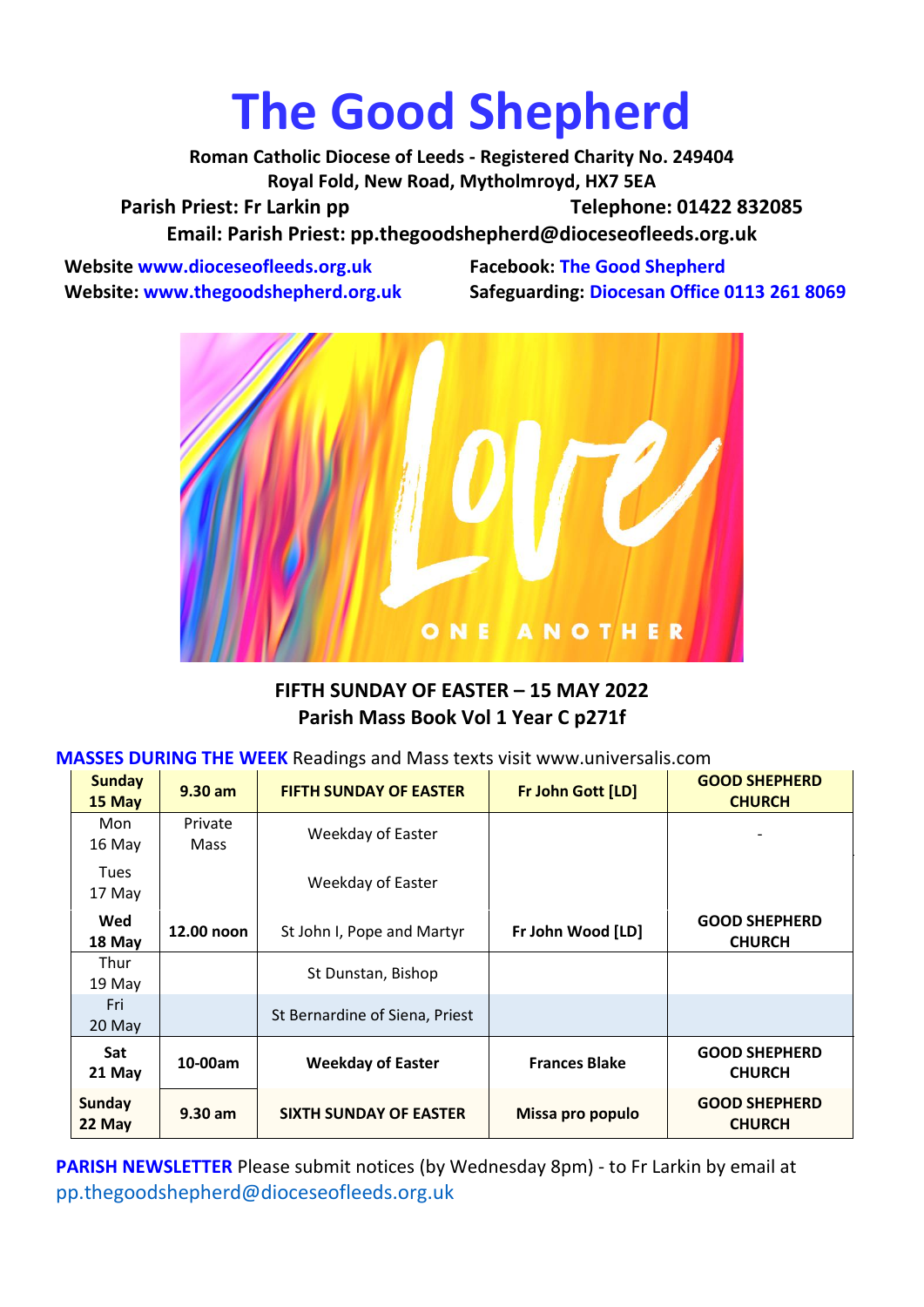# The Good Shepherd

**Roman Catholic Diocese of Leeds - Registered Charity No. 249404**
**Royal Fold, New Road, Mytholmroyd, HX7 5EA**
**Parish Priest: Fr Larkin pp** **Telephone: 01422 832085**
**Email: Parish Priest: pp.thegoodshepherd@dioceseofleeds.org.uk**

**Website www.dioceseofleeds.org.uk**
**Website: www.thegoodshepherd.org.uk**
**Facebook: The Good Shepherd**
**Safeguarding: Diocesan Office 0113 261 8069**

**FIFTH SUNDAY OF EASTER – 15 MAY 2022**
**Parish Mass Book Vol 1 Year C p271f**

**MASSES DURING THE WEEK** Readings and Mass texts visit www.universalis.com

| | | | | |
|---|---|---|---|---|
| **Sunday 15 May** | **9.30 am** | **FIFTH SUNDAY OF EASTER** | **Fr John Gott [LD]** | **GOOD SHEPHERD CHURCH** |
| Mon 16 May | Private Mass | Weekday of Easter | | - |
| Tues 17 May | | Weekday of Easter | | |
| **Wed 18 May** | **12.00 noon** | St John I, Pope and Martyr | **Fr John Wood [LD]** | **GOOD SHEPHERD CHURCH** |
| Thur 19 May | | St Dunstan, Bishop | | |
| Fri 20 May | | St Bernardine of Siena, Priest | | |
| **Sat 21 May** | **10-00am** | **Weekday of Easter** | **Frances Blake** | **GOOD SHEPHERD CHURCH** |
| **Sunday 22 May** | **9.30 am** | **SIXTH SUNDAY OF EASTER** | **Missa pro populo** | **GOOD SHEPHERD CHURCH** |

**PARISH NEWSLETTER** Please submit notices (by Wednesday 8pm) - to Fr Larkin by email at pp.thegoodshepherd@dioceseofleeds.org.uk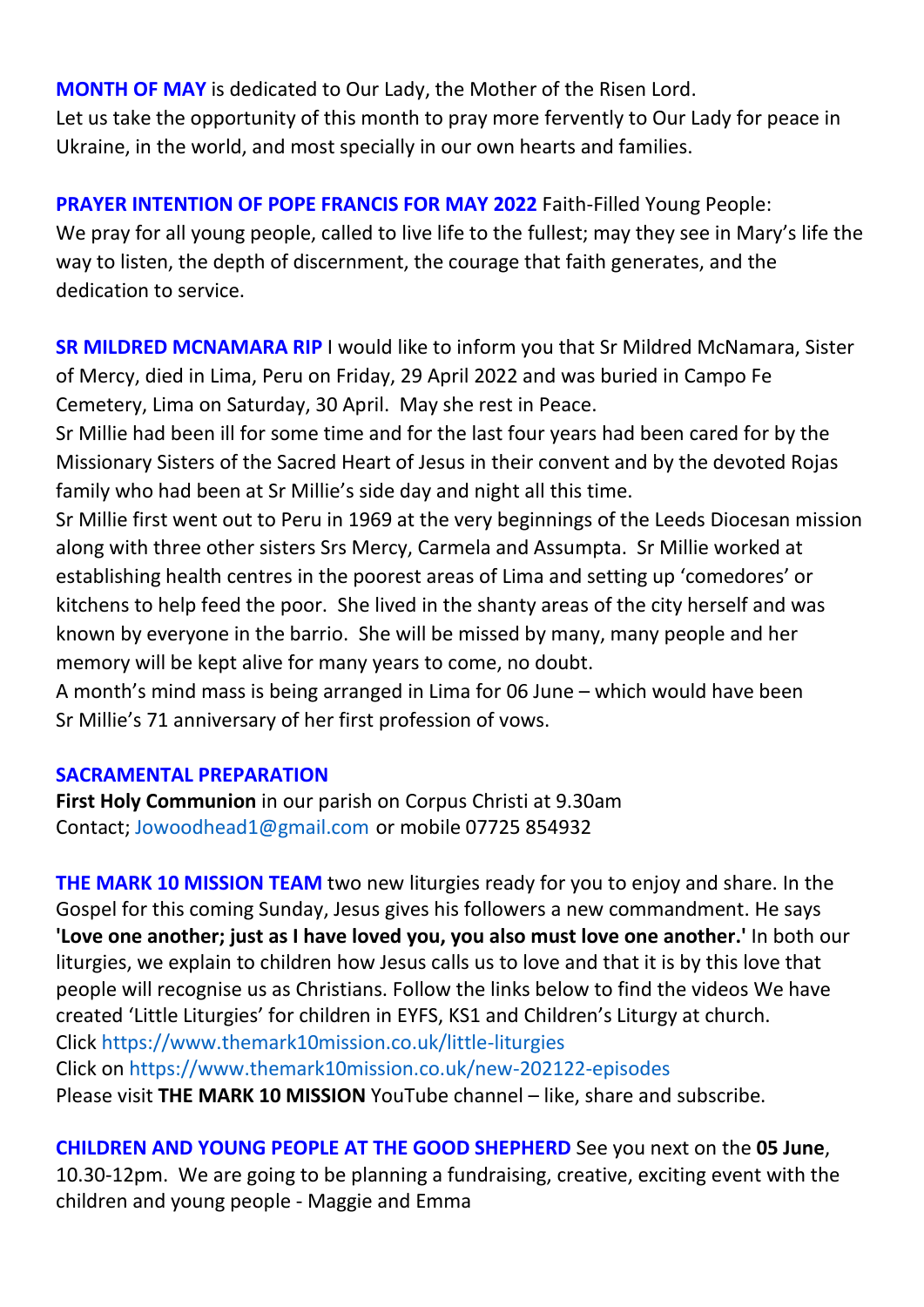**MONTH OF MAY** is dedicated to Our Lady, the Mother of the Risen Lord.
Let us take the opportunity of this month to pray more fervently to Our Lady for peace in Ukraine, in the world, and most specially in our own hearts and families.

**PRAYER INTENTION OF POPE FRANCIS FOR MAY 2022** Faith-Filled Young People:
We pray for all young people, called to live life to the fullest; may they see in Mary's life the way to listen, the depth of discernment, the courage that faith generates, and the dedication to service.

**SR MILDRED MCNAMARA RIP** I would like to inform you that Sr Mildred McNamara, Sister of Mercy, died in Lima, Peru on Friday, 29 April 2022 and was buried in Campo Fe Cemetery, Lima on Saturday, 30 April. May she rest in Peace.
Sr Millie had been ill for some time and for the last four years had been cared for by the Missionary Sisters of the Sacred Heart of Jesus in their convent and by the devoted Rojas family who had been at Sr Millie's side day and night all this time.
Sr Millie first went out to Peru in 1969 at the very beginnings of the Leeds Diocesan mission along with three other sisters Srs Mercy, Carmela and Assumpta. Sr Millie worked at establishing health centres in the poorest areas of Lima and setting up 'comedores' or kitchens to help feed the poor. She lived in the shanty areas of the city herself and was known by everyone in the barrio. She will be missed by many, many people and her memory will be kept alive for many years to come, no doubt.
A month's mind mass is being arranged in Lima for 06 June – which would have been Sr Millie's 71 anniversary of her first profession of vows.

**SACRAMENTAL PREPARATION**
**First Holy Communion** in our parish on Corpus Christi at 9.30am
Contact; Jowoodhead1@gmail.com or mobile 07725 854932

**THE MARK 10 MISSION TEAM** two new liturgies ready for you to enjoy and share. In the Gospel for this coming Sunday, Jesus gives his followers a new commandment. He says **'Love one another; just as I have loved you, you also must love one another.'** In both our liturgies, we explain to children how Jesus calls us to love and that it is by this love that people will recognise us as Christians. Follow the links below to find the videos We have created 'Little Liturgies' for children in EYFS, KS1 and Children's Liturgy at church.
Click https://www.themark10mission.co.uk/little-liturgies
Click on https://www.themark10mission.co.uk/new-202122-episodes
Please visit **THE MARK 10 MISSION** YouTube channel – like, share and subscribe.

**CHILDREN AND YOUNG PEOPLE AT THE GOOD SHEPHERD** See you next on the **05 June**, 10.30-12pm. We are going to be planning a fundraising, creative, exciting event with the children and young people - Maggie and Emma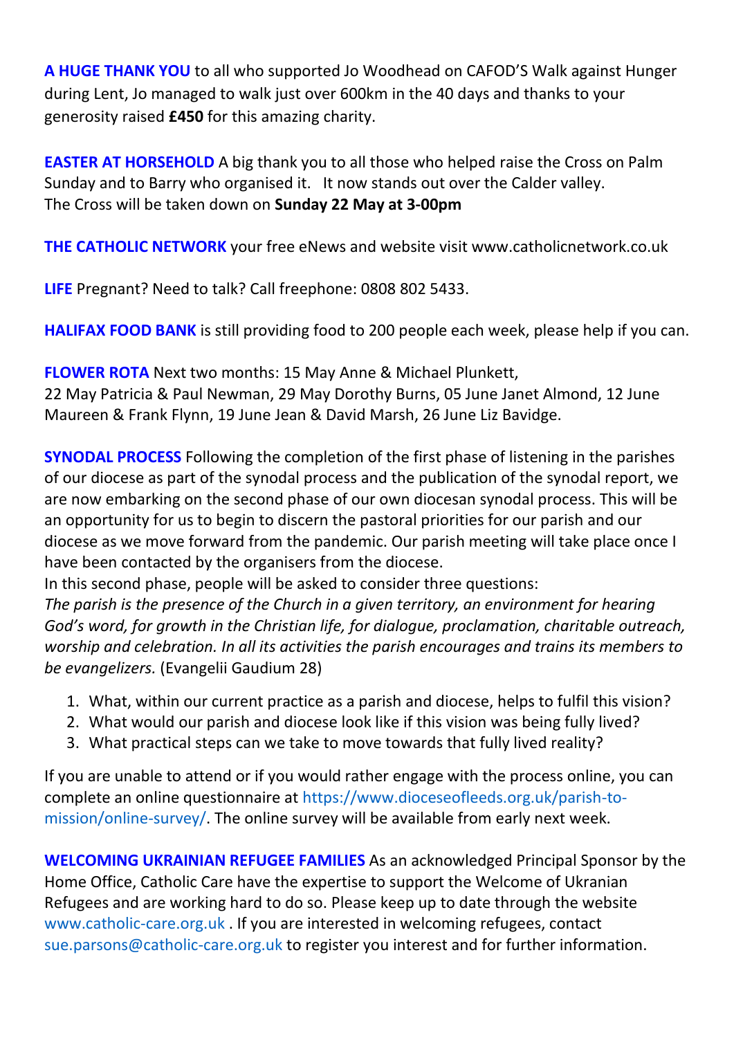**A HUGE THANK YOU** to all who supported Jo Woodhead on CAFOD'S Walk against Hunger during Lent, Jo managed to walk just over 600km in the 40 days and thanks to your generosity raised **£450** for this amazing charity.

**EASTER AT HORSEHOLD** A big thank you to all those who helped raise the Cross on Palm Sunday and to Barry who organised it. It now stands out over the Calder valley. The Cross will be taken down on **Sunday 22 May at 3-00pm**

**THE CATHOLIC NETWORK** your free eNews and website visit www.catholicnetwork.co.uk

**LIFE** Pregnant? Need to talk? Call freephone: 0808 802 5433.

**HALIFAX FOOD BANK** is still providing food to 200 people each week, please help if you can.

**FLOWER ROTA** Next two months: 15 May Anne & Michael Plunkett, 22 May Patricia & Paul Newman, 29 May Dorothy Burns, 05 June Janet Almond, 12 June Maureen & Frank Flynn, 19 June Jean & David Marsh, 26 June Liz Bavidge.

**SYNODAL PROCESS** Following the completion of the first phase of listening in the parishes of our diocese as part of the synodal process and the publication of the synodal report, we are now embarking on the second phase of our own diocesan synodal process. This will be an opportunity for us to begin to discern the pastoral priorities for our parish and our diocese as we move forward from the pandemic. Our parish meeting will take place once I have been contacted by the organisers from the diocese.
In this second phase, people will be asked to consider three questions:
*The parish is the presence of the Church in a given territory, an environment for hearing God's word, for growth in the Christian life, for dialogue, proclamation, charitable outreach, worship and celebration. In all its activities the parish encourages and trains its members to be evangelizers.* (Evangelii Gaudium 28)

1. What, within our current practice as a parish and diocese, helps to fulfil this vision?
2. What would our parish and diocese look like if this vision was being fully lived?
3. What practical steps can we take to move towards that fully lived reality?

If you are unable to attend or if you would rather engage with the process online, you can complete an online questionnaire at https://www.dioceseofleeds.org.uk/parish-to-mission/online-survey/. The online survey will be available from early next week.

**WELCOMING UKRAINIAN REFUGEE FAMILIES** As an acknowledged Principal Sponsor by the Home Office, Catholic Care have the expertise to support the Welcome of Ukranian Refugees and are working hard to do so. Please keep up to date through the website www.catholic-care.org.uk . If you are interested in welcoming refugees, contact sue.parsons@catholic-care.org.uk to register you interest and for further information.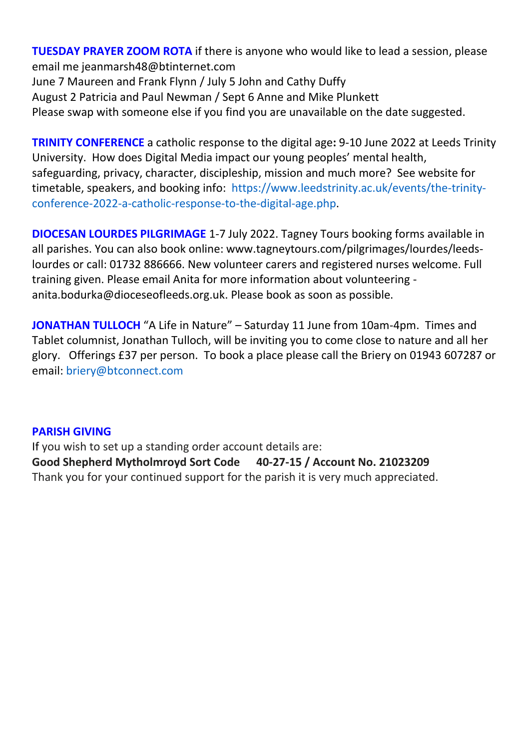**TUESDAY PRAYER ZOOM ROTA** if there is anyone who would like to lead a session, please email me jeanmarsh48@btinternet.com
June 7 Maureen and Frank Flynn / July 5 John and Cathy Duffy
August 2 Patricia and Paul Newman / Sept 6 Anne and Mike Plunkett
Please swap with someone else if you find you are unavailable on the date suggested.

**TRINITY CONFERENCE** a catholic response to the digital age**:** 9-10 June 2022 at Leeds Trinity University. How does Digital Media impact our young peoples' mental health, safeguarding, privacy, character, discipleship, mission and much more? See website for timetable, speakers, and booking info: https://www.leedstrinity.ac.uk/events/the-trinity-conference-2022-a-catholic-response-to-the-digital-age.php.

**DIOCESAN LOURDES PILGRIMAGE** 1-7 July 2022. Tagney Tours booking forms available in all parishes. You can also book online: www.tagneytours.com/pilgrimages/lourdes/leeds-lourdes or call: 01732 886666. New volunteer carers and registered nurses welcome. Full training given. Please email Anita for more information about volunteering - anita.bodurka@dioceseofleeds.org.uk. Please book as soon as possible.

**JONATHAN TULLOCH** "A Life in Nature" – Saturday 11 June from 10am-4pm. Times and Tablet columnist, Jonathan Tulloch, will be inviting you to come close to nature and all her glory. Offerings £37 per person. To book a place please call the Briery on 01943 607287 or email: briery@btconnect.com

**PARISH GIVING**
If you wish to set up a standing order account details are:
**Good Shepherd Mytholmroyd Sort Code 40-27-15 / Account No. 21023209**
Thank you for your continued support for the parish it is very much appreciated.